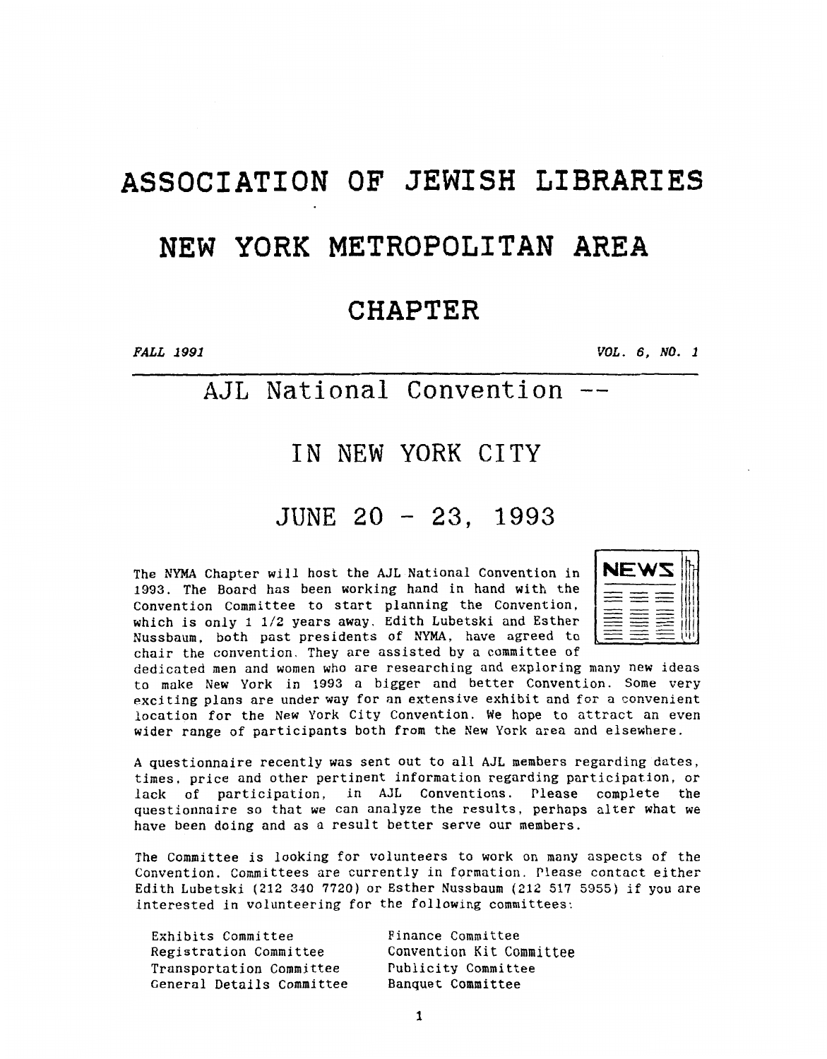# ASSOCIATION OF JEWISH LIBRARIES

# NEW YORK METROPOLITAN AREA

# CHAPTER

*FALL 1991* *VOL. 6, NO. 1*

## AJL National Convention --

## IN NEW YORK CITY

## JUNE 20 - 23, 1993

The NYMA Chapter will host the AJL National Convention in 1993. The Board has been working hand in hand with the Convention Committee to start planning the Convention, which is only 1 1/2 years away. Edith Lubetski and Esther Nussbaum, both past presidents of NYMA, have agreed to chair the convention. They are assisted by a committee of dedicated men and women who are researching and exploring many new ideas to make New York in 1993 a bigger and better Convention. Some very exciting plans are under way for an extensive exhibit and for a convenient location for the New York City Convention. We hope to attract an even wider range of participants both from the New York area and elsewhere.

A questionnaire recently was sent out to all AJL members regarding dates, times, price and other pertinent information regarding participation, or lack of participation, in AJL Conventions. Please complete the questionnaire so that we can analyze the results, perhaps alter what we have been doing and as a result better serve our members.

The Committee is looking for volunteers to work on many aspects of the Convention. Committees are currently in formation. Please contact either Edith Lubetski (212 340 7720) or Esther Nussbaum (212 517 5955) if you are interested in volunteering for the following committees:

- Exhibits Committee
- Registration Committee
- Transportation Committee
- General Details Committee
- Finance Committee
- Convention Kit Committee
- Publicity Committee
- Banquet Committee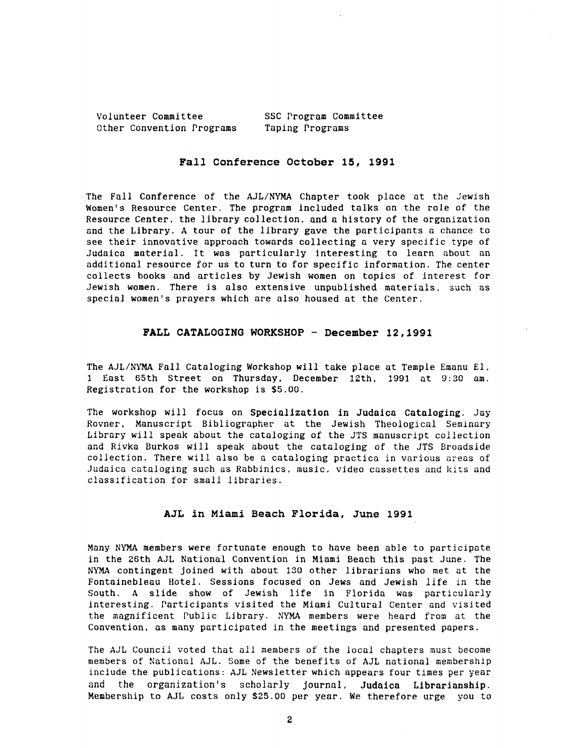Volunteer Committee
Other Convention Programs
SSC Program Committee
Taping Programs

## Fall Conference October 15, 1991

The Fall Conference of the AJL/NYMA Chapter took place at the Jewish Women's Resource Center. The program included talks on the role of the Resource Center, the library collection, and a history of the organization and the Library. A tour of the library gave the participants a chance to see their innovative approach towards collecting a very specific type of Judaica material. It was particularly interesting to learn about an additional resource for us to turn to for specific information. The center collects books and articles by Jewish women on topics of interest for Jewish women. There is also extensive unpublished materials, such as special women's prayers which are also housed at the Center.

## FALL CATALOGING WORKSHOP - December 12,1991

The AJL/NYMA Fall Cataloging Workshop will take place at Temple Emanu El, 1 East 65th Street on Thursday, December 12th, 1991 at 9:30 am. Registration for the workshop is $5.00.

The workshop will focus on **Specialization in Judaica Cataloging**. Jay Rovner, Manuscript Bibliographer at the Jewish Theological Seminary Library will speak about the cataloging of the JTS manuscript collection and Rivka Burkos will speak about the cataloging of the JTS Broadside collection. There will also be a cataloging practica in various areas of Judaica cataloging such as Rabbinics, music, video cassettes and kits and classification for small libraries.

## AJL in Miami Beach Florida, June 1991

Many NYMA members were fortunate enough to have been able to participate in the 26th AJL National Convention in Miami Beach this past June. The NYMA contingent joined with about 130 other librarians who met at the Fontainebleau Hotel. Sessions focused on Jews and Jewish life in the South. A slide show of Jewish life in Florida was particularly interesting. Participants visited the Miami Cultural Center and visited the magnificent Public Library. NYMA members were heard from at the Convention, as many participated in the meetings and presented papers.

The AJL Council voted that all members of the local chapters must become members of National AJL. Some of the benefits of AJL national membership include the publications: AJL Newsletter which appears four times per year and the organization's scholarly journal, **Judaica Librarianship**. Membership to AJL costs only $25.00 per year. We therefore urge you to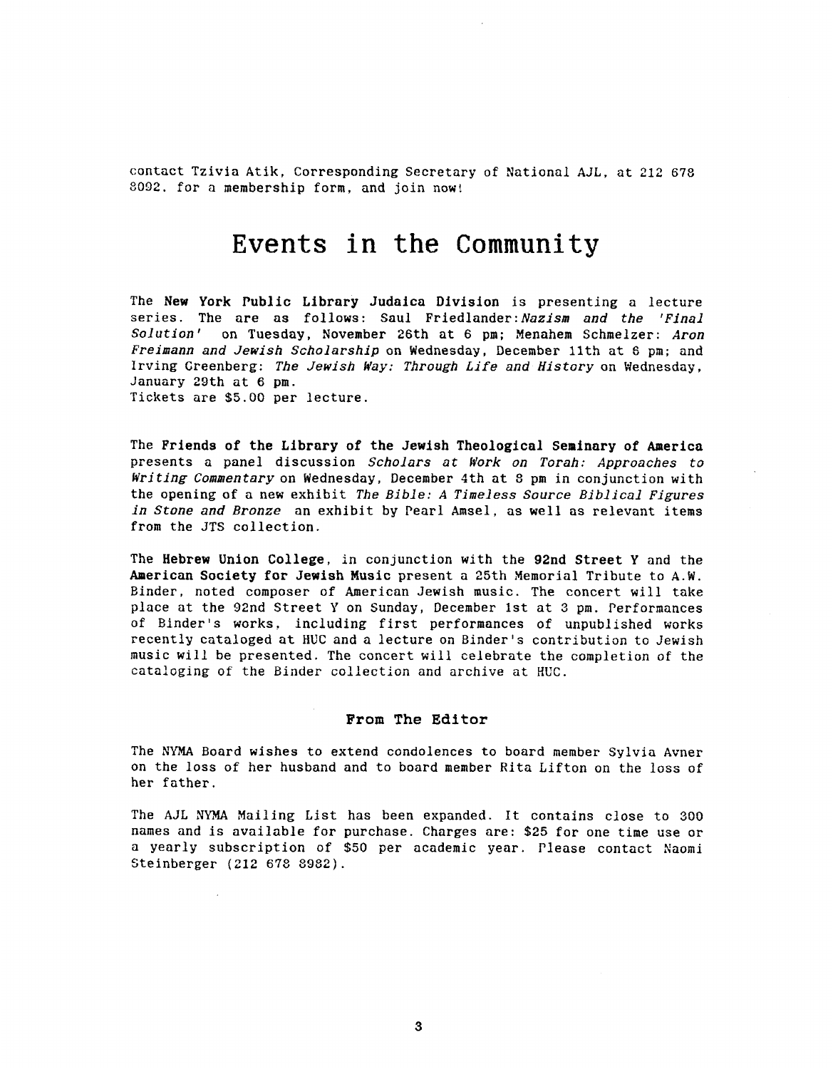contact Tzivia Atik, Corresponding Secretary of National AJL, at 212 678 8092. for a membership form, and join now!

# Events in the Community

The **New York Public Library Judaica Division** is presenting a lecture series. The are as follows: Saul Friedlander:*Nazism and the 'Final Solution'* on Tuesday, November 26th at 6 pm; Menahem Schmelzer: *Aron Freimann and Jewish Scholarship* on Wednesday, December 11th at 6 pm; and Irving Greenberg: *The Jewish Way: Through Life and History* on Wednesday, January 29th at 6 pm.
Tickets are $5.00 per lecture.

The **Friends of the Library of the Jewish Theological Seminary of America** presents a panel discussion *Scholars at Work on Torah: Approaches to Writing Commentary* on Wednesday, December 4th at 8 pm in conjunction with the opening of a new exhibit *The Bible: A Timeless Source Biblical Figures in Stone and Bronze* an exhibit by Pearl Amsel, as well as relevant items from the JTS collection.

The **Hebrew Union College**, in conjunction with the **92nd Street Y** and the **American Society for Jewish Music** present a 25th Memorial Tribute to A.W. Binder, noted composer of American Jewish music. The concert will take place at the 92nd Street Y on Sunday, December 1st at 3 pm. Performances of Binder's works, including first performances of unpublished works recently cataloged at HUC and a lecture on Binder's contribution to Jewish music will be presented. The concert will celebrate the completion of the cataloging of the Binder collection and archive at HUC.

### From The Editor

The NYMA Board wishes to extend condolences to board member Sylvia Avner on the loss of her husband and to board member Rita Lifton on the loss of her father.

The AJL NYMA Mailing List has been expanded. It contains close to 300 names and is available for purchase. Charges are: $25 for one time use or a yearly subscription of $50 per academic year. Please contact Naomi Steinberger (212 678 8982).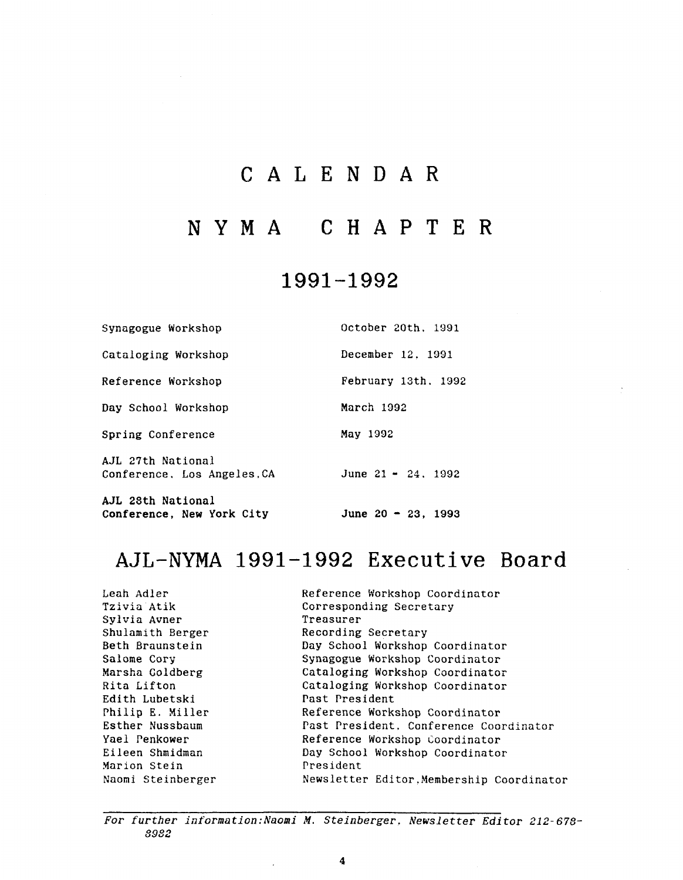# CALENDAR

# NYMA CHAPTER

# 1991-1992

| | |
|---|---|
| Synagogue Workshop | October 20th, 1991 |
| Cataloging Workshop | December 12, 1991 |
| Reference Workshop | February 13th, 1992 |
| Day School Workshop | March 1992 |
| Spring Conference | May 1992 |
| AJL 27th National Conference, Los Angeles, CA | June 21 - 24, 1992 |
| **AJL 28th National Conference, New York City** | **June 20 - 23, 1993** |

## AJL-NYMA 1991-1992 Executive Board

| | |
|---|---|
| Leah Adler | Reference Workshop Coordinator |
| Tzivia Atik | Corresponding Secretary |
| Sylvia Avner | Treasurer |
| Shulamith Berger | Recording Secretary |
| Beth Braunstein | Day School Workshop Coordinator |
| Salome Cory | Synagogue Workshop Coordinator |
| Marsha Goldberg | Cataloging Workshop Coordinator |
| Rita Lifton | Cataloging Workshop Coordinator |
| Edith Lubetski | Past President |
| Philip E. Miller | Reference Workshop Coordinator |
| Esther Nussbaum | Past President, Conference Coordinator |
| Yael Penkower | Reference Workshop Coordinator |
| Eileen Shmidman | Day School Workshop Coordinator |
| Marion Stein | President |
| Naomi Steinberger | Newsletter Editor, Membership Coordinator |

*For further information: Naomi M. Steinberger, Newsletter Editor 212-678-8982*